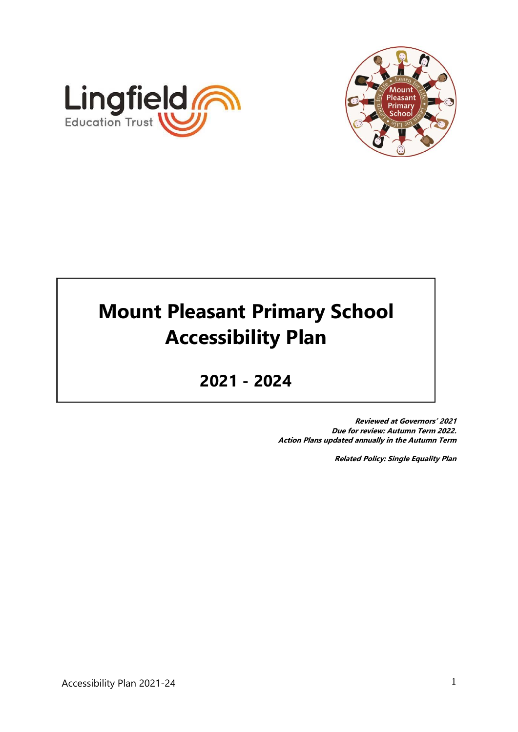# Mount Pleasant Primary School Accessibility Plan

## 2021 - 2024

***Reviewed at Governors' 2021***
***Due for review: Autumn Term 2022.***
***Action Plans updated annually in the Autumn Term***

***Related Policy: Single Equality Plan***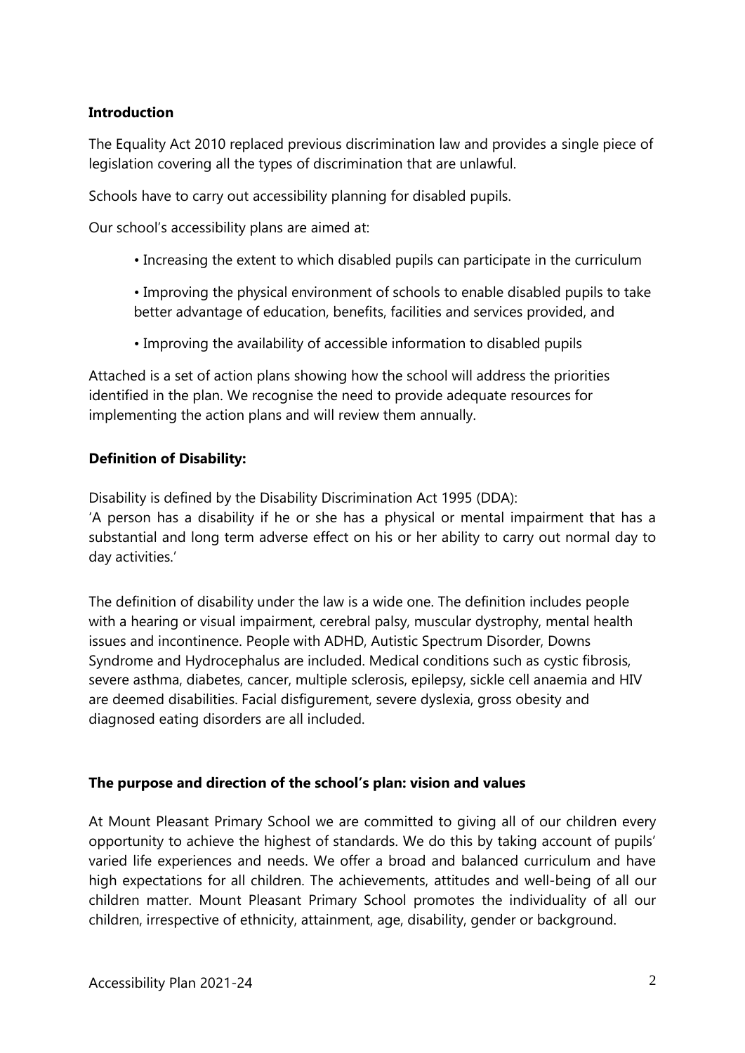**Introduction**

The Equality Act 2010 replaced previous discrimination law and provides a single piece of legislation covering all the types of discrimination that are unlawful.

Schools have to carry out accessibility planning for disabled pupils.

Our school's accessibility plans are aimed at:

- Increasing the extent to which disabled pupils can participate in the curriculum
- Improving the physical environment of schools to enable disabled pupils to take better advantage of education, benefits, facilities and services provided, and
- Improving the availability of accessible information to disabled pupils

Attached is a set of action plans showing how the school will address the priorities identified in the plan. We recognise the need to provide adequate resources for implementing the action plans and will review them annually.

**Definition of Disability:**

Disability is defined by the Disability Discrimination Act 1995 (DDA):
'A person has a disability if he or she has a physical or mental impairment that has a substantial and long term adverse effect on his or her ability to carry out normal day to day activities.'

The definition of disability under the law is a wide one. The definition includes people with a hearing or visual impairment, cerebral palsy, muscular dystrophy, mental health issues and incontinence. People with ADHD, Autistic Spectrum Disorder, Downs Syndrome and Hydrocephalus are included. Medical conditions such as cystic fibrosis, severe asthma, diabetes, cancer, multiple sclerosis, epilepsy, sickle cell anaemia and HIV are deemed disabilities. Facial disfigurement, severe dyslexia, gross obesity and diagnosed eating disorders are all included.

**The purpose and direction of the school's plan: vision and values**

At Mount Pleasant Primary School we are committed to giving all of our children every opportunity to achieve the highest of standards. We do this by taking account of pupils' varied life experiences and needs. We offer a broad and balanced curriculum and have high expectations for all children. The achievements, attitudes and well-being of all our children matter. Mount Pleasant Primary School promotes the individuality of all our children, irrespective of ethnicity, attainment, age, disability, gender or background.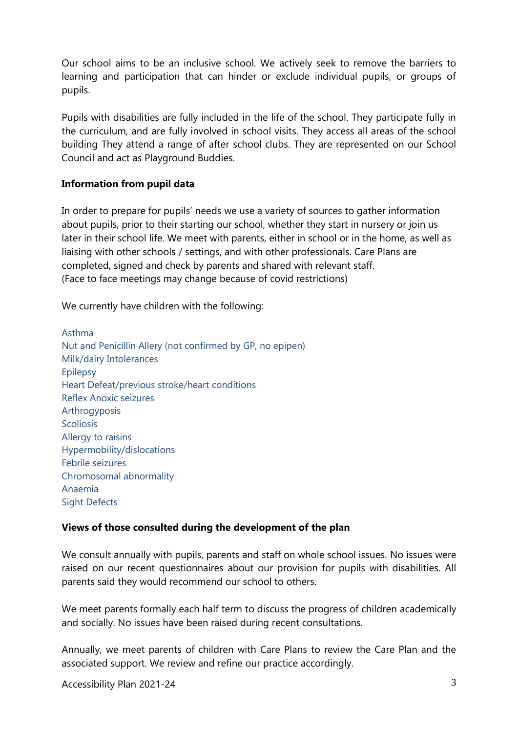Our school aims to be an inclusive school. We actively seek to remove the barriers to learning and participation that can hinder or exclude individual pupils, or groups of pupils.

Pupils with disabilities are fully included in the life of the school. They participate fully in the curriculum, and are fully involved in school visits. They access all areas of the school building They attend a range of after school clubs. They are represented on our School Council and act as Playground Buddies.

**Information from pupil data**

In order to prepare for pupils' needs we use a variety of sources to gather information about pupils, prior to their starting our school, whether they start in nursery or join us later in their school life. We meet with parents, either in school or in the home, as well as liaising with other schools / settings, and with other professionals. Care Plans are completed, signed and check by parents and shared with relevant staff.
(Face to face meetings may change because of covid restrictions)

We currently have children with the following:

Asthma
Nut and Penicillin Allery (not confirmed by GP, no epipen)
Milk/dairy Intolerances
Epilepsy
Heart Defeat/previous stroke/heart conditions
Reflex Anoxic seizures
Arthrogyposis
Scoliosis
Allergy to raisins
Hypermobility/dislocations
Febrile seizures
Chromosomal abnormality
Anaemia
Sight Defects

**Views of those consulted during the development of the plan**

We consult annually with pupils, parents and staff on whole school issues. No issues were raised on our recent questionnaires about our provision for pupils with disabilities. All parents said they would recommend our school to others.

We meet parents formally each half term to discuss the progress of children academically and socially. No issues have been raised during recent consultations.

Annually, we meet parents of children with Care Plans to review the Care Plan and the associated support. We review and refine our practice accordingly.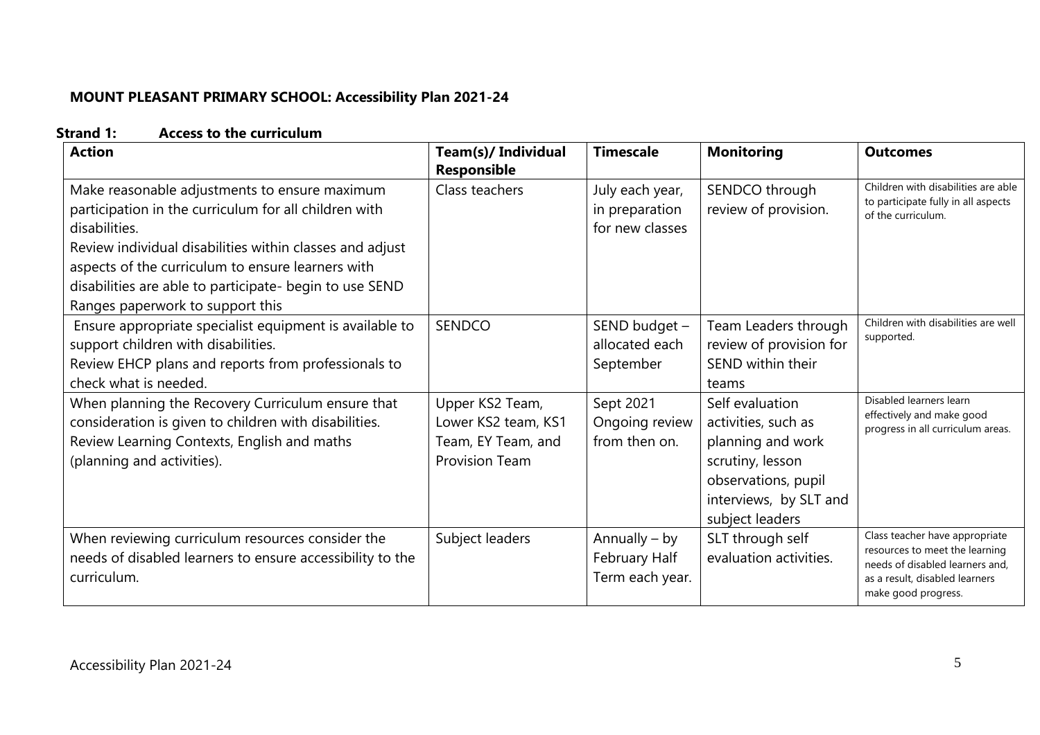**MOUNT PLEASANT PRIMARY SCHOOL: Accessibility Plan 2021-24**

**Strand 1: Access to the curriculum**

| Action | Team(s)/ Individual Responsible | Timescale | Monitoring | Outcomes |
|---|---|---|---|---|
| Make reasonable adjustments to ensure maximum participation in the curriculum for all children with disabilities.<br>Review individual disabilities within classes and adjust aspects of the curriculum to ensure learners with disabilities are able to participate- begin to use SEND Ranges paperwork to support this | Class teachers | July each year, in preparation for new classes | SENDCO through review of provision. | Children with disabilities are able to participate fully in all aspects of the curriculum. |
| Ensure appropriate specialist equipment is available to support children with disabilities.<br>Review EHCP plans and reports from professionals to check what is needed. | SENDCO | SEND budget – allocated each September | Team Leaders through review of provision for SEND within their teams | Children with disabilities are well supported. |
| When planning the Recovery Curriculum ensure that consideration is given to children with disabilities.<br>Review Learning Contexts, English and maths (planning and activities). | Upper KS2 Team, Lower KS2 team, KS1 Team, EY Team, and Provision Team | Sept 2021 Ongoing review from then on. | Self evaluation activities, such as planning and work scrutiny, lesson observations, pupil interviews, by SLT and subject leaders | Disabled learners learn effectively and make good progress in all curriculum areas. |
| When reviewing curriculum resources consider the needs of disabled learners to ensure accessibility to the curriculum. | Subject leaders | Annually – by February Half Term each year. | SLT through self evaluation activities. | Class teacher have appropriate resources to meet the learning needs of disabled learners and, as a result, disabled learners make good progress. |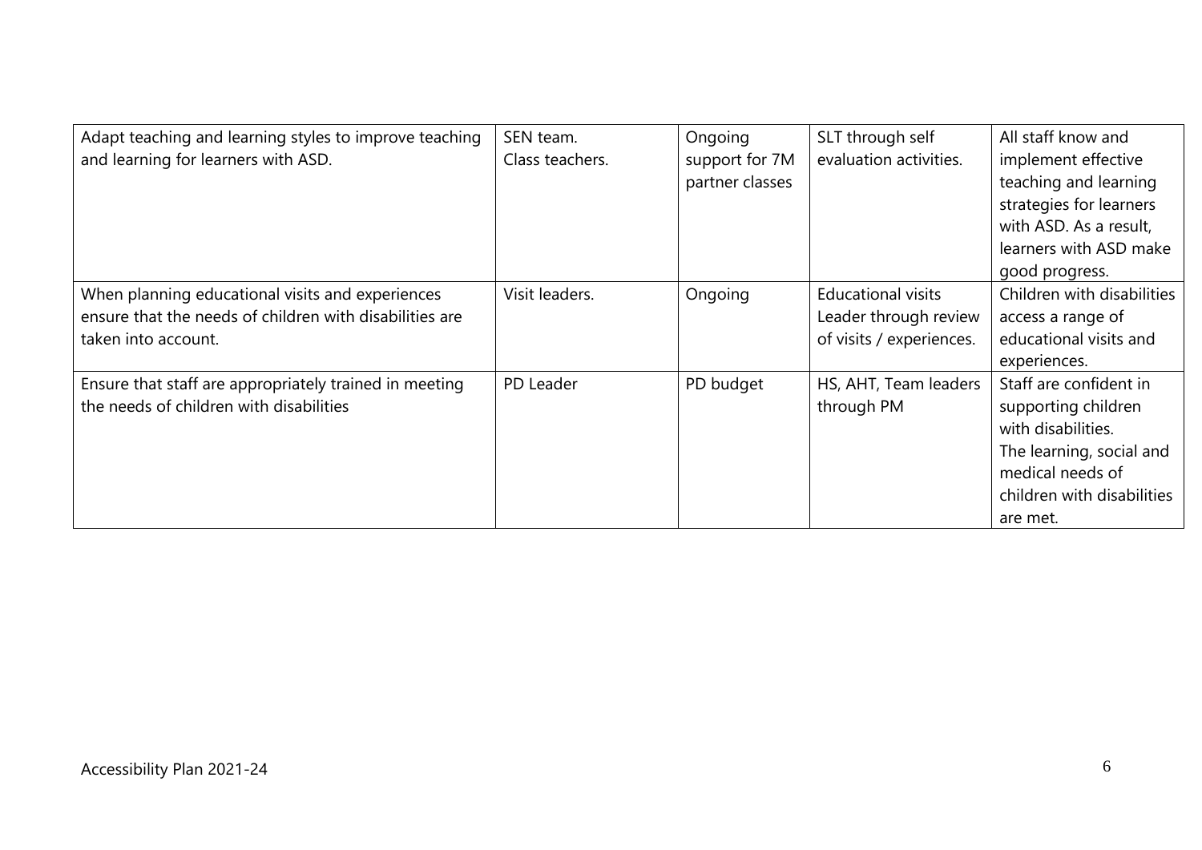| | | | | |
|---|---|---|---|---|
| Adapt teaching and learning styles to improve teaching and learning for learners with ASD. | SEN team.<br>Class teachers. | Ongoing support for 7M partner classes | SLT through self evaluation activities. | All staff know and implement effective teaching and learning strategies for learners with ASD. As a result, learners with ASD make good progress. |
| When planning educational visits and experiences ensure that the needs of children with disabilities are taken into account. | Visit leaders. | Ongoing | Educational visits Leader through review of visits / experiences. | Children with disabilities access a range of educational visits and experiences. |
| Ensure that staff are appropriately trained in meeting the needs of children with disabilities | PD Leader | PD budget | HS, AHT, Team leaders through PM | Staff are confident in supporting children with disabilities.<br>The learning, social and medical needs of children with disabilities are met. |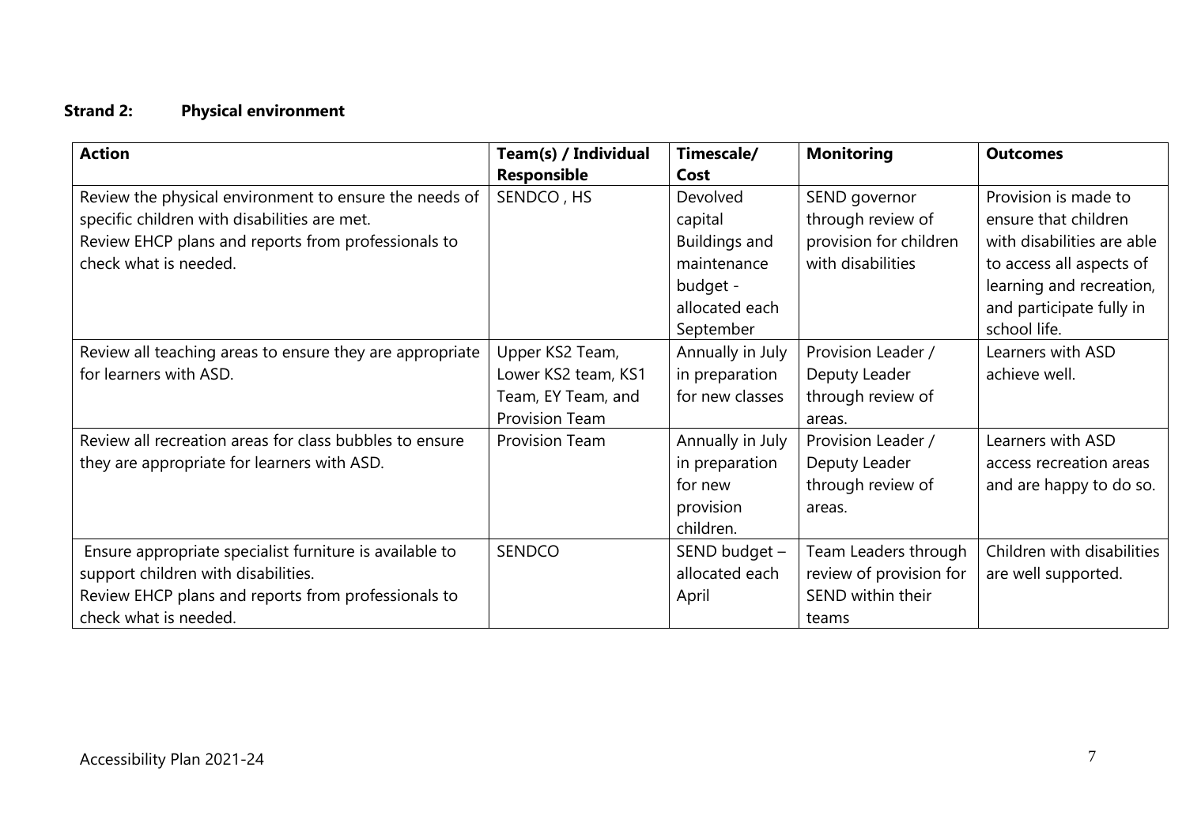**Strand 2: Physical environment**

| Action | Team(s) / Individual Responsible | Timescale/ Cost | Monitoring | Outcomes |
|---|---|---|---|---|
| Review the physical environment to ensure the needs of specific children with disabilities are met.<br>Review EHCP plans and reports from professionals to check what is needed. | SENDCO , HS | Devolved capital Buildings and maintenance budget - allocated each September | SEND governor through review of provision for children with disabilities | Provision is made to ensure that children with disabilities are able to access all aspects of learning and recreation, and participate fully in school life. |
| Review all teaching areas to ensure they are appropriate for learners with ASD. | Upper KS2 Team, Lower KS2 team, KS1 Team, EY Team, and Provision Team | Annually in July in preparation for new classes | Provision Leader / Deputy Leader through review of areas. | Learners with ASD achieve well. |
| Review all recreation areas for class bubbles to ensure they are appropriate for learners with ASD. | Provision Team | Annually in July in preparation for new provision children. | Provision Leader / Deputy Leader through review of areas. | Learners with ASD access recreation areas and are happy to do so. |
| Ensure appropriate specialist furniture is available to support children with disabilities.<br>Review EHCP plans and reports from professionals to check what is needed. | SENDCO | SEND budget – allocated each April | Team Leaders through review of provision for SEND within their teams | Children with disabilities are well supported. |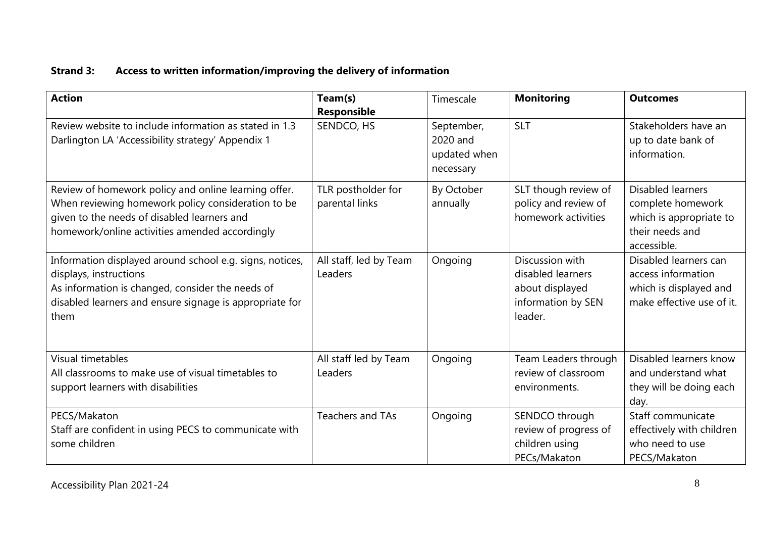**Strand 3: Access to written information/improving the delivery of information**

| **Action** | **Team(s) Responsible** | Timescale | **Monitoring** | **Outcomes** |
|---|---|---|---|---|
| Review website to include information as stated in 1.3 Darlington LA 'Accessibility strategy' Appendix 1 | SENDCO, HS | September, 2020 and updated when necessary | SLT | Stakeholders have an up to date bank of information. |
| Review of homework policy and online learning offer. When reviewing homework policy consideration to be given to the needs of disabled learners and homework/online activities amended accordingly | TLR postholder for parental links | By October annually | SLT though review of policy and review of homework activities | Disabled learners complete homework which is appropriate to their needs and accessible. |
| Information displayed around school e.g. signs, notices, displays, instructions<br>As information is changed, consider the needs of disabled learners and ensure signage is appropriate for them | All staff, led by Team Leaders | Ongoing | Discussion with disabled learners about displayed information by SEN leader. | Disabled learners can access information which is displayed and make effective use of it. |
| Visual timetables<br>All classrooms to make use of visual timetables to support learners with disabilities | All staff led by Team Leaders | Ongoing | Team Leaders through review of classroom environments. | Disabled learners know and understand what they will be doing each day. |
| PECS/Makaton<br>Staff are confident in using PECS to communicate with some children | Teachers and TAs | Ongoing | SENDCO through review of progress of children using PECs/Makaton | Staff communicate effectively with children who need to use PECS/Makaton |

Accessibility Plan 2021-24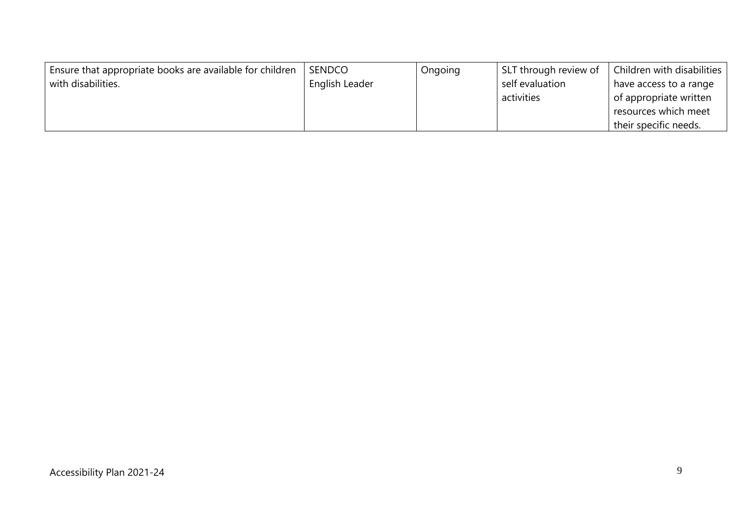| Ensure that appropriate books are available for children with disabilities. | SENDCO<br>English Leader | Ongoing | SLT through review of self evaluation activities | Children with disabilities have access to a range of appropriate written resources which meet their specific needs. |
|---|---|---|---|---|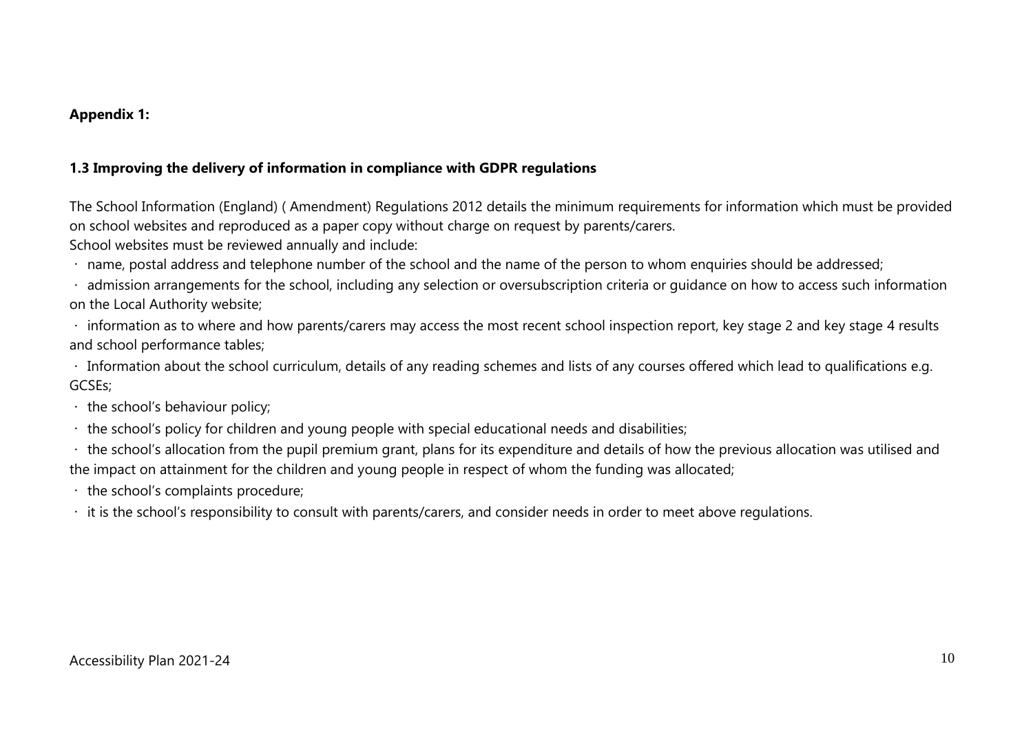**Appendix 1:**

**1.3 Improving the delivery of information in compliance with GDPR regulations**

The School Information (England) ( Amendment) Regulations 2012 details the minimum requirements for information which must be provided on school websites and reproduced as a paper copy without charge on request by parents/carers.
School websites must be reviewed annually and include:

- name, postal address and telephone number of the school and the name of the person to whom enquiries should be addressed;
- admission arrangements for the school, including any selection or oversubscription criteria or guidance on how to access such information on the Local Authority website;
- information as to where and how parents/carers may access the most recent school inspection report, key stage 2 and key stage 4 results and school performance tables;
- Information about the school curriculum, details of any reading schemes and lists of any courses offered which lead to qualifications e.g. GCSEs;
- the school's behaviour policy;
- the school's policy for children and young people with special educational needs and disabilities;
- the school's allocation from the pupil premium grant, plans for its expenditure and details of how the previous allocation was utilised and the impact on attainment for the children and young people in respect of whom the funding was allocated;
- the school's complaints procedure;
- it is the school's responsibility to consult with parents/carers, and consider needs in order to meet above regulations.